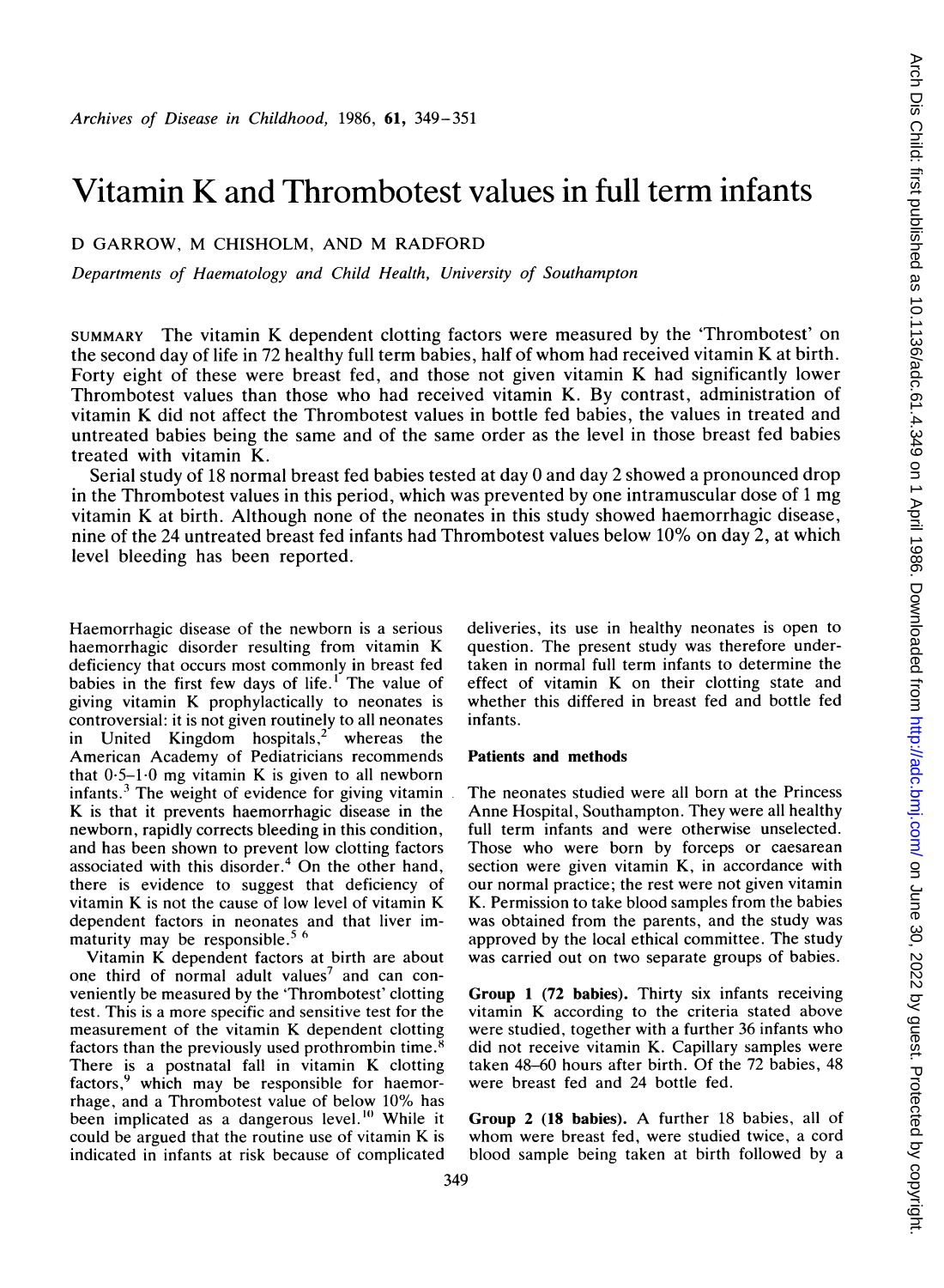# Vitamin K and Thrombotest values in full term infants

D GARROW, M CHISHOLM, AND M RADFORD

*Departments of Haematology and Child Health, University of Southampton*

SUMMARY The vitamin K dependent clotting factors were measured by the 'Thrombotest' on the second day of life in 72 healthy full term babies, half of whom had received vitamin K at birth. Forty eight of these were breast fed, and those not given vitamin K had significantly lower Thrombotest values than those who had received vitamin K. By contrast, administration of vitamin K did not affect the Thrombotest values in bottle fed babies, the values in treated and untreated babies being the same and of the same order as the level in those breast fed babies treated with vitamin K.

Serial study of 18 normal breast fed babies tested at day 0 and day 2 showed a pronounced drop in the Thrombotest values in this period, which was prevented by one intramuscular dose of 1 mg vitamin K at birth. Although none of the neonates in this study showed haemorrhagic disease, nine of the 24 untreated breast fed infants had Thrombotest values below 10% on day 2, at which level bleeding has been reported.

Haemorrhagic disease of the newborn is a serious haemorrhagic disorder resulting from vitamin K deficiency that occurs most commonly in breast fed babies in the first few days of life.[1] The value of giving vitamin K prophylactically to neonates is controversial: it is not given routinely to all neonates in United Kingdom hospitals,[2] whereas the American Academy of Pediatricians recommends that 0·5–1·0 mg vitamin K is given to all newborn infants.[3] The weight of evidence for giving vitamin K is that it prevents haemorrhagic disease in the newborn, rapidly corrects bleeding in this condition, and has been shown to prevent low clotting factors associated with this disorder.[4] On the other hand, there is evidence to suggest that deficiency of vitamin K is not the cause of low level of vitamin K dependent factors in neonates and that liver immaturity may be responsible.[5 6]

Vitamin K dependent factors at birth are about one third of normal adult values[7] and can conveniently be measured by the 'Thrombotest' clotting test. This is a more specific and sensitive test for the measurement of the vitamin K dependent clotting factors than the previously used prothrombin time.[8] There is a postnatal fall in vitamin K clotting factors,[9] which may be responsible for haemorrhage, and a Thrombotest value of below 10% has been implicated as a dangerous level.[10] While it could be argued that the routine use of vitamin K is indicated in infants at risk because of complicated deliveries, its use in healthy neonates is open to question. The present study was therefore undertaken in normal full term infants to determine the effect of vitamin K on their clotting state and whether this differed in breast fed and bottle fed infants.

## Patients and methods

The neonates studied were all born at the Princess Anne Hospital, Southampton. They were all healthy full term infants and were otherwise unselected. Those who were born by forceps or caesarean section were given vitamin K, in accordance with our normal practice; the rest were not given vitamin K. Permission to take blood samples from the babies was obtained from the parents, and the study was approved by the local ethical committee. The study was carried out on two separate groups of babies.

**Group 1 (72 babies).** Thirty six infants receiving vitamin K according to the criteria stated above were studied, together with a further 36 infants who did not receive vitamin K. Capillary samples were taken 48–60 hours after birth. Of the 72 babies, 48 were breast fed and 24 bottle fed.

**Group 2 (18 babies).** A further 18 babies, all of whom were breast fed, were studied twice, a cord blood sample being taken at birth followed by a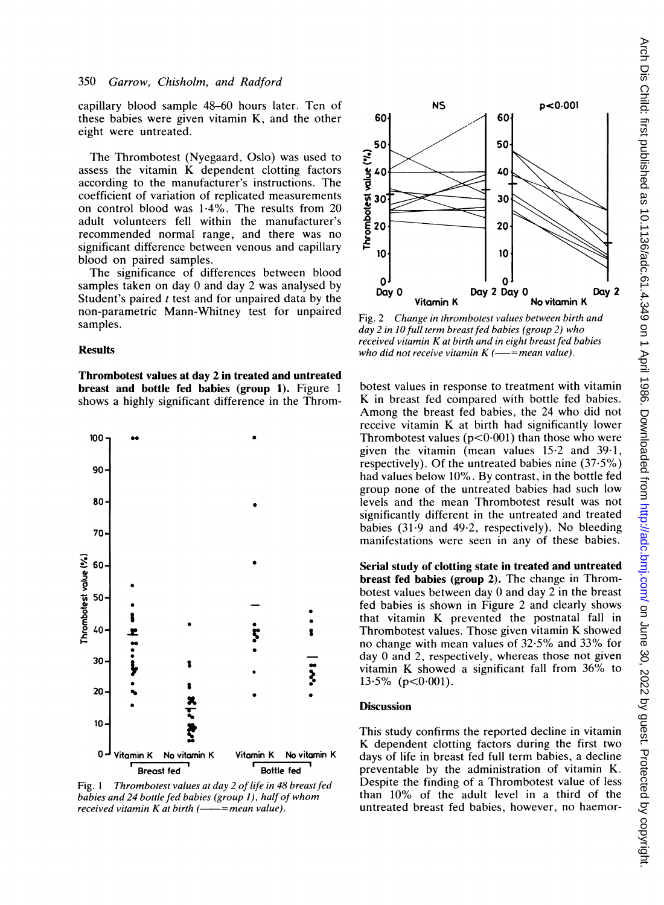capillary blood sample 48–60 hours later. Ten of these babies were given vitamin K, and the other eight were untreated.

The Thrombotest (Nyegaard, Oslo) was used to assess the vitamin K dependent clotting factors according to the manufacturer's instructions. The coefficient of variation of replicated measurements on control blood was 1·4%. The results from 20 adult volunteers fell within the manufacturer's recommended normal range, and there was no significant difference between venous and capillary blood on paired samples.

The significance of differences between blood samples taken on day 0 and day 2 was analysed by Student's paired *t* test and for unpaired data by the non-parametric Mann-Whitney test for unpaired samples.

## Results

**Thrombotest values at day 2 in treated and untreated breast and bottle fed babies (group 1).** Figure 1 shows a highly significant difference in the Thrombotest values in response to treatment with vitamin K in breast fed compared with bottle fed babies. Among the breast fed babies, the 24 who did not receive vitamin K at birth had significantly lower Thrombotest values ($p<0.001$) than those who were given the vitamin (mean values 15·2 and 39·1, respectively). Of the untreated babies nine (37·5%) had values below 10%. By contrast, in the bottle fed group none of the untreated babies had such low levels and the mean Thrombotest result was not significantly different in the untreated and treated babies (31·9 and 49·2, respectively). No bleeding manifestations were seen in any of these babies.

Fig. 1 *Thrombotest values at day 2 of life in 48 breast fed babies and 24 bottle fed babies (group 1), half of whom received vitamin K at birth (——=mean value).*

Fig. 2 *Change in thrombotest values between birth and day 2 in 10 full term breast fed babies (group 2) who received vitamin K at birth and in eight breast fed babies who did not receive vitamin K (——=mean value).*

**Serial study of clotting state in treated and untreated breast fed babies (group 2).** The change in Thrombotest values between day 0 and day 2 in the breast fed babies is shown in Figure 2 and clearly shows that vitamin K prevented the postnatal fall in Thrombotest values. Those given vitamin K showed no change with mean values of 32·5% and 33% for day 0 and 2, respectively, whereas those not given vitamin K showed a significant fall from 36% to 13·5% ($p<0.001$).

## Discussion

This study confirms the reported decline in vitamin K dependent clotting factors during the first two days of life in breast fed full term babies, a decline preventable by the administration of vitamin K. Despite the finding of a Thrombotest value of less than 10% of the adult level in a third of the untreated breast fed babies, however, no haemor-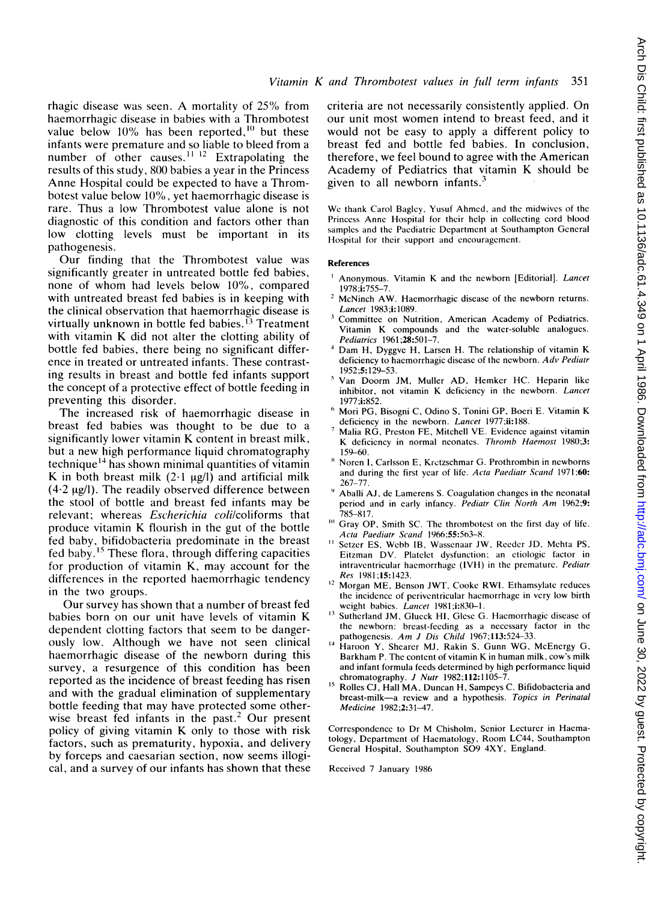rhagic disease was seen. A mortality of 25% from haemorrhagic disease in babies with a Thrombotest value below 10% has been reported,[10] but these infants were premature and so liable to bleed from a number of other causes.[11 12] Extrapolating the results of this study, 800 babies a year in the Princess Anne Hospital could be expected to have a Thrombotest value below 10%, yet haemorrhagic disease is rare. Thus a low Thrombotest value alone is not diagnostic of this condition and factors other than low clotting levels must be important in its pathogenesis.

Our finding that the Thrombotest value was significantly greater in untreated bottle fed babies, none of whom had levels below 10%, compared with untreated breast fed babies is in keeping with the clinical observation that haemorrhagic disease is virtually unknown in bottle fed babies.[13] Treatment with vitamin K did not alter the clotting ability of bottle fed babies, there being no significant difference in treated or untreated infants. These contrasting results in breast and bottle fed infants support the concept of a protective effect of bottle feeding in preventing this disorder.

The increased risk of haemorrhagic disease in breast fed babies was thought to be due to a significantly lower vitamin K content in breast milk, but a new high performance liquid chromatography technique[14] has shown minimal quantities of vitamin K in both breast milk (2·1 μg/l) and artificial milk (4·2 μg/l). The readily observed difference between the stool of bottle and breast fed infants may be relevant; whereas *Escherichia coli*/coliforms that produce vitamin K flourish in the gut of the bottle fed baby, bifidobacteria predominate in the breast fed baby.[15] These flora, through differing capacities for production of vitamin K, may account for the differences in the reported haemorrhagic tendency in the two groups.

Our survey has shown that a number of breast fed babies born on our unit have levels of vitamin K dependent clotting factors that seem to be dangerously low. Although we have not seen clinical haemorrhagic disease of the newborn during this survey, a resurgence of this condition has been reported as the incidence of breast feeding has risen and with the gradual elimination of supplementary bottle feeding that may have protected some otherwise breast fed infants in the past.[2] Our present policy of giving vitamin K only to those with risk factors, such as prematurity, hypoxia, and delivery by forceps and caesarian section, now seems illogical, and a survey of our infants has shown that these criteria are not necessarily consistently applied. On our unit most women intend to breast feed, and it would not be easy to apply a different policy to breast fed and bottle fed babies. In conclusion, therefore, we feel bound to agree with the American Academy of Pediatrics that vitamin K should be given to all newborn infants.[3]

We thank Carol Bagley, Yusuf Ahmed, and the midwives of the Princess Anne Hospital for their help in collecting cord blood samples and the Paediatric Department at Southampton General Hospital for their support and encouragement.

## References

1. Anonymous. Vitamin K and the newborn [Editorial]. *Lancet* 1978;**i**:755–7.
2. McNinch AW. Haemorrhagic disease of the newborn returns. *Lancet* 1983;**i**:1089.
3. Committee on Nutrition, American Academy of Pediatrics. Vitamin K compounds and the water-soluble analogues. *Pediatrics* 1961;**28**:501–7.
4. Dam H, Dyggve H, Larsen H. The relationship of vitamin K deficiency to haemorrhagic disease of the newborn. *Adv Pediatr* 1952;**5**:129–53.
5. Van Doorm JM, Muller AD, Hemker HC. Heparin like inhibitor, not vitamin K deficiency in the newborn. *Lancet* 1977;**i**:852.
6. Mori PG, Bisogni C, Odino S, Tonini GP, Boeri E. Vitamin K deficiency in the newborn. *Lancet* 1977;**ii**:188.
7. Malia RG, Preston FE, Mitchell VE. Evidence against vitamin K deficiency in normal neonates. *Thromb Haemost* 1980;**3**:159–60.
8. Noren I, Carlsson E, Kretzschmar G. Prothrombin in newborns and during the first year of life. *Acta Paediatr Scand* 1971;**60**:267–77.
9. Aballi AJ, de Lamerens S. Coagulation changes in the neonatal period and in early infancy. *Pediatr Clin North Am* 1962;**9**:785–817.
10. Gray OP, Smith SC. The thrombotest on the first day of life. *Acta Paediatr Scand* 1966;**55**:563–8.
11. Setzer ES, Webb IB, Wassenaar JW, Reeder JD, Mehta PS, Eitzman DV. Platelet dysfunction: an etiologic factor in intraventricular haemorrhage (IVH) in the premature. *Pediatr Res* 1981;**15**:1423.
12. Morgan ME, Benson JWT, Cooke RWI. Ethamsylate reduces the incidence of periventricular haemorrhage in very low birth weight babies. *Lancet* 1981;**i**:830–1.
13. Sutherland JM, Glueck HI, Glese G. Haemorrhagic disease of the newborn: breast-feeding as a necessary factor in the pathogenesis. *Am J Dis Child* 1967;**113**:524–33.
14. Haroon Y, Shearer MJ, Rakin S, Gunn WG, McEnergy G, Barkham P. The content of vitamin K in human milk, cow's milk and infant formula feeds determined by high performance liquid chromatography. *J Nutr* 1982;**112**:1105–7.
15. Rolles CJ, Hall MA, Duncan H, Sampeys C. Bifidobacteria and breast-milk—a review and a hypothesis. *Topics in Perinatal Medicine* 1982;**2**:31–47.

Correspondence to Dr M Chisholm, Senior Lecturer in Haematology, Department of Haematology, Room LC44, Southampton General Hospital, Southampton SO9 4XY, England.

Received 7 January 1986